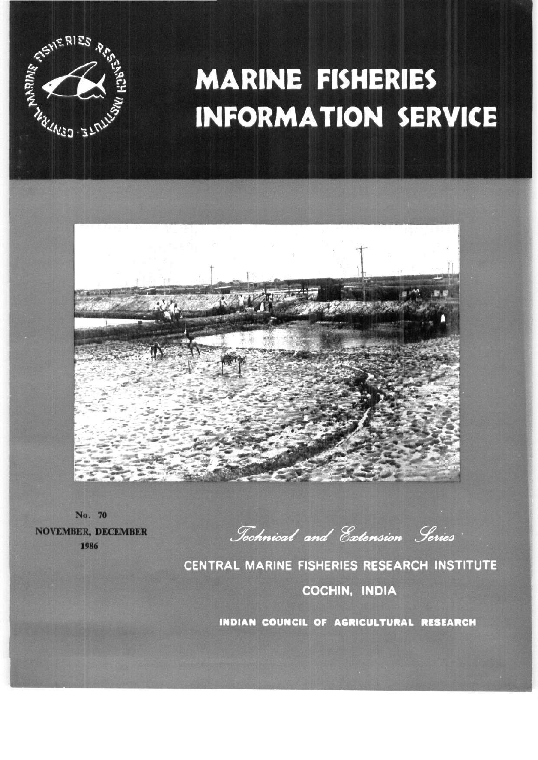# MARINE FISHERIES INFORMATION SERVICE

No. 70
NOVEMBER, DECEMBER
1986

*Technical and Extension Series*

CENTRAL MARINE FISHERIES RESEARCH INSTITUTE

COCHIN, INDIA

INDIAN COUNCIL OF AGRICULTURAL RESEARCH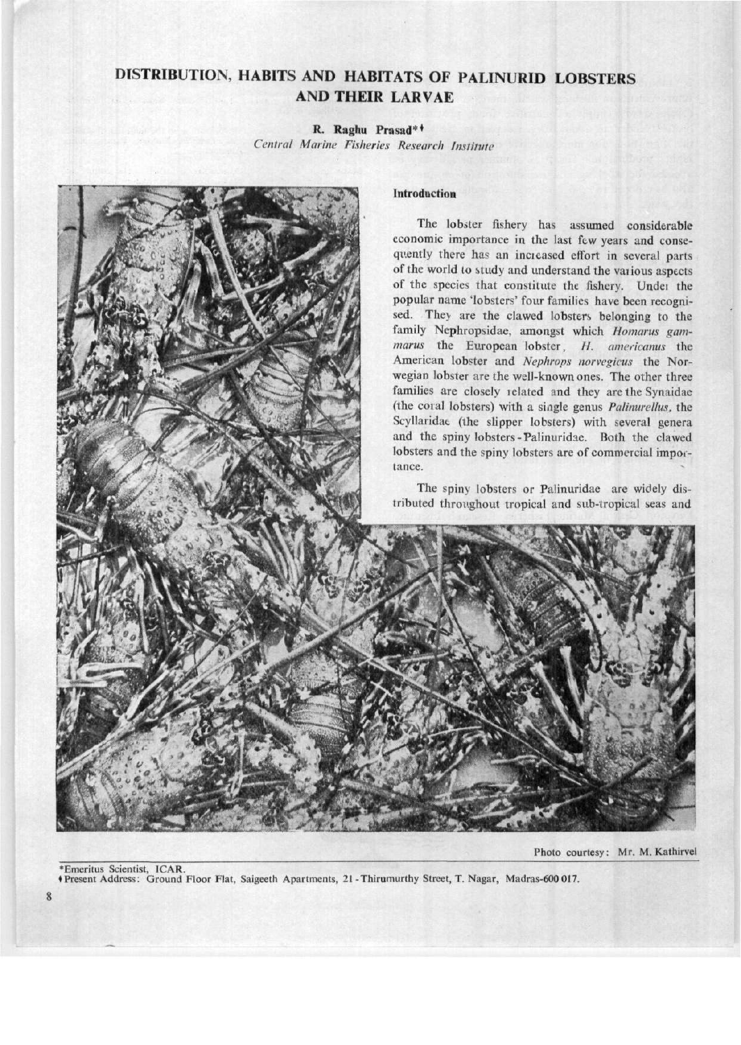# DISTRIBUTION, HABITS AND HABITATS OF PALINURID LOBSTERS AND THEIR LARVAE

**R. Raghu Prasad*♦**

*Central Marine Fisheries Research Institute*

## Introduction

The lobster fishery has assumed considerable economic importance in the last few years and consequently there has an increased effort in several parts of the world to study and understand the various aspects of the species that constitute the fishery. Under the popular name 'lobsters' four families have been recognised. They are the clawed lobsters belonging to the family Nephropsidae, amongst which *Homarus gammarus* the European lobster, *H. americanus* the American lobster and *Nephrops norvegicus* the Norwegian lobster are the well-known ones. The other three families are closely related and they are the Synaidae (the coral lobsters) with a single genus *Palinurellus*, the Scyllaridae (the slipper lobsters) with several genera and the spiny lobsters - Palinuridae. Both the clawed lobsters and the spiny lobsters are of commercial importance.

The spiny lobsters or Palinuridae are widely distributed throughout tropical and sub-tropical seas and

Photo courtesy: Mr. M. Kathirvel

*Emeritus Scientist, ICAR.
♦Present Address: Ground Floor Flat, Saigeeth Apartments, 21 - Thirumurthy Street, T. Nagar, Madras-600 017.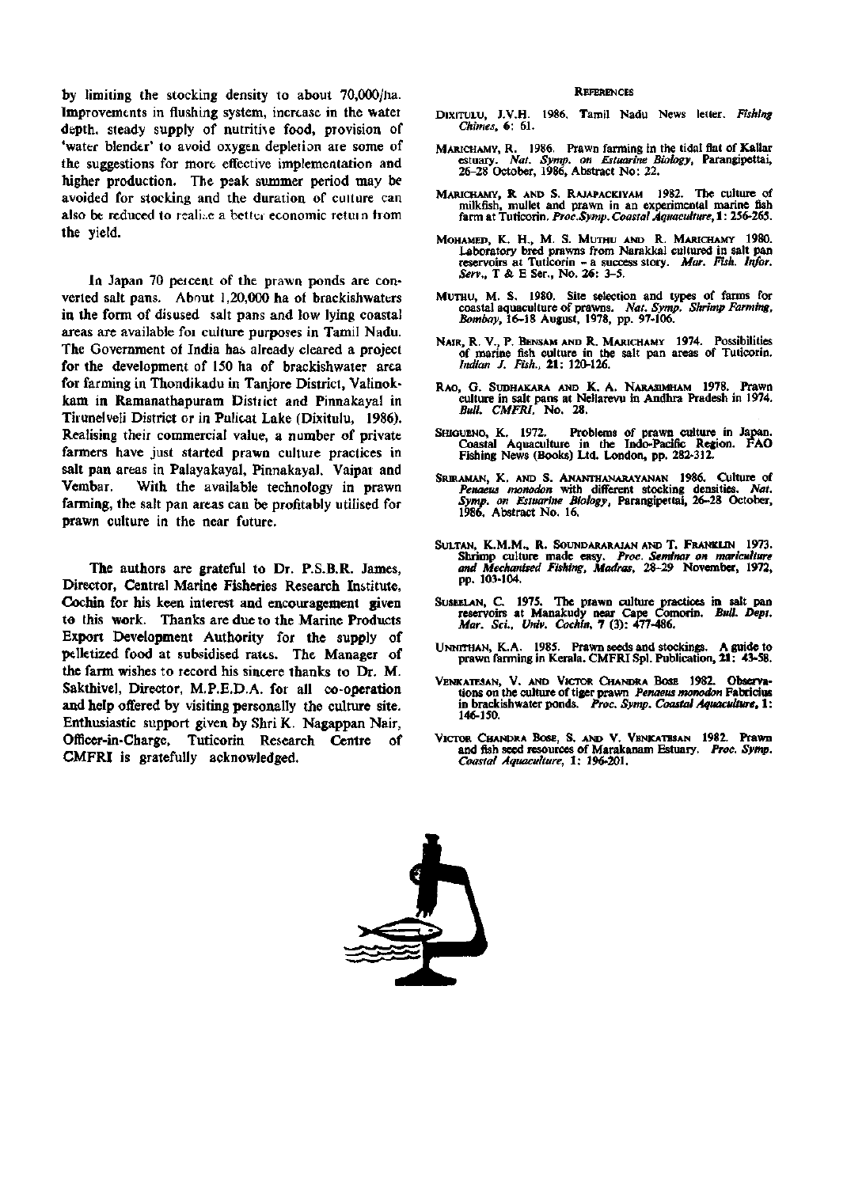by limiting the stocking density to about 70,000/ha. Improvements in flushing system, increase in the water depth, steady supply of nutritive food, provision of 'water blender' to avoid oxygen depletion are some of the suggestions for more effective implementation and higher production. The peak summer period may be avoided for stocking and the duration of culture can also be reduced to realize a better economic return from the yield.

In Japan 70 percent of the prawn ponds are converted salt pans. About 1,20,000 ha of brackishwaters in the form of disused salt pans and low lying coastal areas are available for culture purposes in Tamil Nadu. The Government of India has already cleared a project for the development of 150 ha of brackishwater area for farming in Thondikadu in Tanjore District, Valinokkam in Ramanathapuram District and Pinnakayal in Tirunelveli District or in Pulicat Lake (Dixitulu, 1986). Realising their commercial value, a number of private farmers have just started prawn culture practices in salt pan areas in Palayakayal, Pinnakayal, Vaipar and Vembar. With the available technology in prawn farming, the salt pan areas can be profitably utilised for prawn culture in the near future.

The authors are grateful to Dr. P.S.B.R. James, Director, Central Marine Fisheries Research Institute, Cochin for his keen interest and encouragement given to this work. Thanks are due to the Marine Products Export Development Authority for the supply of pelletized food at subsidised rates. The Manager of the farm wishes to record his sincere thanks to Dr. M. Sakthivel, Director, M.P.E.D.A. for all co-operation and help offered by visiting personally the culture site. Enthusiastic support given by Shri K. Nagappan Nair, Officer-in-Charge, Tuticorin Research Centre of CMFRI is gratefully acknowledged.

## References

Dixitulu, J.V.H. 1986. Tamil Nadu News letter. *Fishing Chimes*, **6**: 61.

Marichamy, R. 1986. Prawn farming in the tidal flat of Kallar estuary. *Nat. Symp. on Estuarine Biology*, Parangipettai, 26–28 October, 1986, Abstract No: 22.

Marichamy, R and S. Rajapackiyam 1982. The culture of milkfish, mullet and prawn in an experimental marine fish farm at Tuticorin. *Proc. Symp. Coastal Aquaculture*, **1**: 256-265.

Mohamed, K. H., M. S. Muthu and R. Marichamy 1980. Laboratory bred prawns from Narakkal cultured in salt pan reservoirs at Tuticorin – a success story. *Mar. Fish. Infor. Serv.*, T & E Ser., No. **26**: 3–5.

Muthu, M. S. 1980. Site selection and types of farms for coastal aquaculture of prawns. *Nat. Symp. Shrimp Farming, Bombay*, 16–18 August, 1978, pp. 97-106.

Nair, R. V., P. Bensam and R. Marichamy 1974. Possibilities of marine fish culture in the salt pan areas of Tuticorin. *Indian J. Fish.*, **21**: 120-126.

Rao, G. Sudhakara and K. A. Narasimham 1978. Prawn culture in salt pans at Nellarevu in Andhra Pradesh in 1974. *Bull. CMFRI*, No. 28.

Shigueno, K. 1972. Problems of prawn culture in Japan. Coastal Aquaculture in the Indo-Pacific Region. FAO Fishing News (Books) Ltd. London, pp. 282-312.

Sriraman, K. and S. Ananthanarayanan 1986. Culture of *Penaeus monodon* with different stocking densities. *Nat. Symp. on Estuarine Biology*, Parangipettai, 26-28 October, 1986. Abstract No. 16.

Sultan, K.M.M., R. Soundararajan and T. Franklin 1973. Shrimp culture made easy. *Proc. Seminar on mariculture and Mechanised Fishing, Madras*, 28-29 November, 1972, pp. 103-104.

Suseelan, C. 1975. The prawn culture practices in salt pan reservoirs at Manakudy near Cape Comorin. *Bull. Dept. Mar. Sci., Univ. Cochin*, **7** (3): 477-486.

Unnithan, K.A. 1985. Prawn seeds and stockings. A guide to prawn farming in Kerala. CMFRI Spl. Publication, **21**: 43-58.

Venkatesan, V. and Victor Chandra Bose 1982. Observations on the culture of tiger prawn *Penaeus monodon* Fabricius in brackishwater ponds. *Proc. Symp. Coastal Aquaculture*, **1**: 146-150.

Victor Chandra Bose, S. and V. Venkatesan 1982. Prawn and fish seed resources of Marakanam Estuary. *Proc. Symp. Coastal Aquaculture*, **1**: 196-201.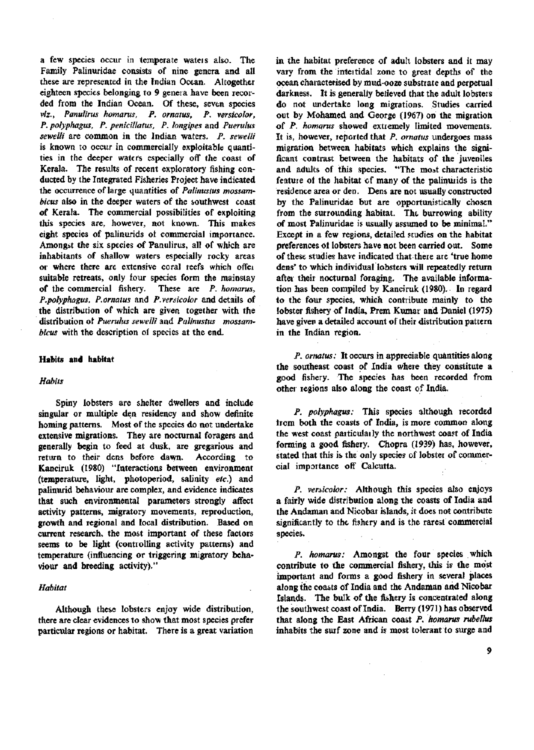a few species occur in temperate waters also. The Family Palinuridae consists of nine genera and all these are represented in the Indian Ocean. Altogether eighteen species belonging to 9 genera have been recorded from the Indian Ocean. Of these, seven species *viz.*, *Panulirus homarus*, *P. ornatus*, *P. versicolor*, *P. polyphagus*, *P. penicillatus*, *P. longipes* and *Puerulus sewelli* are common in the Indian waters. *P. sewelli* is known to occur in commercially exploitable quantities in the deeper waters especially off the coast of Kerala. The results of recent exploratory fishing conducted by the Integrated Fisheries Project have indicated the occurrence of large quantities of *Palinustus mossambicus* also in the deeper waters of the southwest coast of Kerala. The commercial possibilities of exploiting this species are, however, not known. This makes eight species of palinurids of commercial importance. Amongst the six species of Panulirus, all of which are inhabitants of shallow waters especially rocky areas or where there are extensive coral reefs which offer suitable retreats, only four species form the mainstay of the commercial fishery. These are *P. homarus*, *P. polyphagus*, *P. ornatus* and *P. versicolor* and details of the distribution of which are given together with the distribution of *Puerulus sewelli* and *Palinustus mossambicus* with the description of species at the end.

## Habits and habitat

### *Habits*

Spiny lobsters are shelter dwellers and include singular or multiple den residency and show definite homing patterns. Most of the species do not undertake extensive migrations. They are nocturnal foragers and generally begin to feed at dusk, are gregarious and return to their dens before dawn. According to Kanciruk (1980) "Interactions between environment (temperature, light, photoperiod, salinity *etc.*) and palinurid behaviour are complex, and evidence indicates that such environmental parameters strongly affect activity patterns, migratory movements, reproduction, growth and regional and local distribution. Based on current research, the most important of these factors seems to be light (controlling activity patterns) and temperature (influencing or triggering migratory behaviour and breeding activity)."

### *Habitat*

Although these lobsters enjoy wide distribution, there are clear evidences to show that most species prefer particular regions or habitat. There is a great variation in the habitat preference of adult lobsters and it may vary from the intertidal zone to great depths of the ocean characterised by mud-ooze substrate and perpetual darkness. It is generally believed that the adult lobsters do not undertake long migrations. Studies carried out by Mohamed and George (1967) on the migration of *P. homarus* showed extremely limited movements. It is, however, reported that *P. ornatus* undergoes mass migration between habitats which explains the significant contrast between the habitats of the juveniles and adults of this species. "The most characteristic feature of the habitat of many of the palinurids is the residence area or den. Dens are not usually constructed by the Palinuridae but are opportunistically chosen from the surrounding habitat. The burrowing ability of most Palinuridae is usually assumed to be minimal." Except in a few regions, detailed studies on the habitat preferences of lobsters have not been carried out. Some of these studies have indicated that there are 'true home dens' to which individual lobsters will repeatedly return after their nocturnal foraging. The available information has been compiled by Kanciruk (1980). In regard to the four species, which contribute mainly to the lobster fishery of India, Prem Kumar and Daniel (1975) have given a detailed account of their distribution pattern in the Indian region.

*P. ornatus:* It occurs in appreciable quantities along the southeast coast of India where they constitute a good fishery. The species has been recorded from other regions also along the coast of India.

*P. polyphagus:* This species although recorded from both the coasts of India, is more common along the west coast particularly the northwest coast of India forming a good fishery. Chopra (1939) has, however, stated that this is the only species of lobster of commercial importance off Calcutta.

*P. versicolor:* Although this species also enjoys a fairly wide distribution along the coasts of India and the Andaman and Nicobar islands, it does not contribute significantly to the fishery and is the rarest commercial species.

*P. homarus:* Amongst the four species which contribute to the commercial fishery, this is the most important and forms a good fishery in several places along the coasts of India and the Andaman and Nicobar Islands. The bulk of the fishery is concentrated along the southwest coast of India. Berry (1971) has observed that along the East African coast *P. homarus rubellus* inhabits the surf zone and is most tolerant to surge and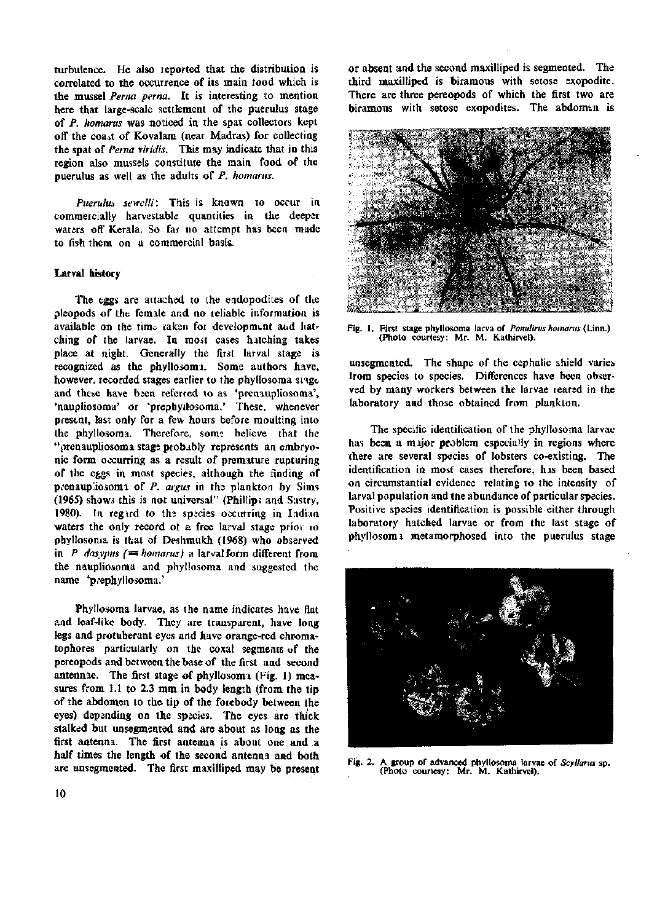turbulence. He also reported that the distribution is correlated to the occurrence of its main food which is the mussel *Perna perna*. It is interesting to mention here that large-scale settlement of the puerulus stage of *P. homarus* was noticed in the spat collectors kept off the coast of Kovalam (near Madras) for collecting the spat of *Perna viridis*. This may indicate that in this region also mussels constitute the main food of the puerulus as well as the adults of *P. homarus*.

*Puerulus sewelli*: This is known to occur in commercially harvestable quantities in the deeper waters off Kerala. So far no attempt has been made to fish them on a commercial basis.

## Larval history

The eggs are attached to the endopodites of the pleopods of the female and no reliable information is available on the time taken for development and hatching of the larvae. In most cases hatching takes place at night. Generally the first larval stage is recognized as the phyllosoma. Some authors have, however, recorded stages earlier to the phyllosoma stage and these have been referred to as 'prenaupliosoma', 'naupliosoma' or 'prephyllosoma.' These, whenever present, last only for a few hours before moulting into the phyllosoma. Therefore, some believe that the "prenaupliosoma stage probably represents an embryonic form occurring as a result of premature rupturing of the eggs in most species, although the finding of prenaupliosoma of *P. argus* in the plankton by Sims (1965) shows this is not universal" (Phillips and Sastry, 1980). In regard to the species occurring in Indian waters the only record of a free larval stage prior to phyllosoma is that of Deshmukh (1968) who observed in *P. dasypus* (= *homarus*) a larval form different from the naupliosoma and phyllosoma and suggested the name 'prephyllosoma.'

Phyllosoma larvae, as the name indicates have flat and leaf-like body. They are transparent, have long legs and protuberant eyes and have orange-red chromatophores particularly on the coxal segments of the pereopods and between the base of the first and second antennae. The first stage of phyllosoma (Fig. 1) measures from 1.1 to 2.3 mm in body length (from the tip of the abdomen to the tip of the forebody between the eyes) depending on the species. The eyes are thick stalked but unsegmented and are about as long as the first antenna. The first antenna is about one and a half times the length of the second antenna and both are unsegmented. The first maxilliped may be present or absent and the second maxilliped is segmented. The third maxilliped is biramous with setose exopodite. There are three pereopods of which the first two are biramous with setose exopodites. The abdomen is unsegmented. The shape of the cephalic shield varies from species to species. Differences have been observed by many workers between the larvae reared in the laboratory and those obtained from plankton.

Fig. 1. First stage phyllosoma larva of *Panulirus homarus* (Linn.) (Photo courtesy: Mr. M. Kathirvel).

The specific identification of the phyllosoma larvae has been a major problem especially in regions where there are several species of lobsters co-existing. The identification in most cases therefore, has been based on circumstantial evidence relating to the intensity of larval population and the abundance of particular species. Positive species identification is possible either through laboratory hatched larvae or from the last stage of phyllosoma metamorphosed into the puerulus stage

Fig. 2. A group of advanced phyllosoma larvae of *Scyllarus* sp. (Photo courtesy: Mr. M. Kathirvel).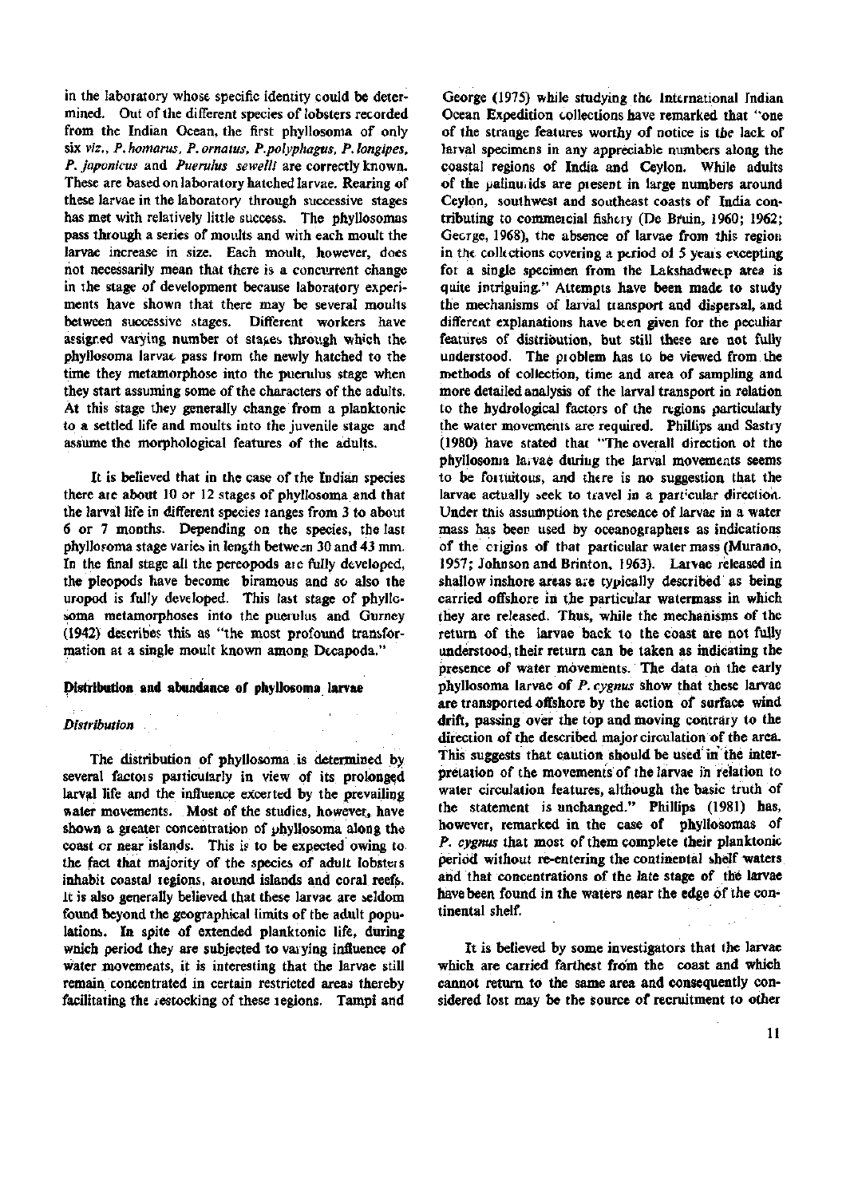in the laboratory whose specific identity could be determined. Out of the different species of lobsters recorded from the Indian Ocean, the first phyllosoma of only six *viz., P. homarus, P. ornatus, P. polyphagus, P. longipes, P. japonicus* and *Puerulus sewelli* are correctly known. These are based on laboratory hatched larvae. Rearing of these larvae in the laboratory through successive stages has met with relatively little success. The phyllosomas pass through a series of moults and with each moult the larvae increase in size. Each moult, however, does not necessarily mean that there is a concurrent change in the stage of development because laboratory experiments have shown that there may be several moults between successive stages. Different workers have assigned varying number of stages through which the phyllosoma larvae pass from the newly hatched to the time they metamorphose into the puerulus stage when they start assuming some of the characters of the adults. At this stage they generally change from a planktonic to a settled life and moults into the juvenile stage and assume the morphological features of the adults.

It is believed that in the case of the Indian species there are about 10 or 12 stages of phyllosoma and that the larval life in different species ranges from 3 to about 6 or 7 months. Depending on the species, the last phyllosoma stage varies in length between 30 and 43 mm. In the final stage all the pereopods are fully developed, the pleopods have become biramous and so also the uropod is fully developed. This last stage of phyllosoma metamorphoses into the puerulus and Gurney (1942) describes this as "the most profound transformation at a single moult known among Decapoda."

## Distribution and abundance of phyllosoma larvae

### *Distribution*

The distribution of phyllosoma is determined by several factors particularly in view of its prolonged larval life and the influence excerted by the prevailing water movements. Most of the studies, however, have shown a greater concentration of phyllosoma along the coast or near islands. This is to be expected owing to the fact that majority of the species of adult lobsters inhabit coastal regions, around islands and coral reefs. It is also generally believed that these larvae are seldom found beyond the geographical limits of the adult populations. In spite of extended planktonic life, during which period they are subjected to varying influence of water movements, it is interesting that the larvae still remain concentrated in certain restricted areas thereby facilitating the restocking of these regions. Tampi and George (1975) while studying the International Indian Ocean Expedition collections have remarked that "one of the strange features worthy of notice is the lack of larval specimens in any appreciable numbers along the coastal regions of India and Ceylon. While adults of the palinurids are present in large numbers around Ceylon, southwest and southeast coasts of India contributing to commercial fishery (De Bruin, 1960; 1962; George, 1968), the absence of larvae from this region in the collections covering a period of 5 years excepting for a single specimen from the Lakshadweep area is quite intriguing." Attempts have been made to study the mechanisms of larval transport and dispersal, and different explanations have been given for the peculiar features of distribution, but still these are not fully understood. The problem has to be viewed from the methods of collection, time and area of sampling and more detailed analysis of the larval transport in relation to the hydrological factors of the regions particularly the water movements are required. Phillips and Sastry (1980) have stated that "The overall direction of the phyllosoma larvae during the larval movements seems to be fortuitous, and there is no suggestion that the larvae actually seek to travel in a particular direction. Under this assumption the presence of larvae in a water mass has been used by oceanographers as indications of the origins of that particular water mass (Murano, 1957; Johnson and Brinton, 1963). Larvae released in shallow inshore areas are typically described as being carried offshore in the particular watermass in which they are released. Thus, while the mechanisms of the return of the larvae back to the coast are not fully understood, their return can be taken as indicating the presence of water movements. The data on the early phyllosoma larvae of *P. cygnus* show that these larvae are transported offshore by the action of surface wind drift, passing over the top and moving contrary to the direction of the described major circulation of the area. This suggests that caution should be used in the interpretation of the movements of the larvae in relation to water circulation features, although the basic truth of the statement is unchanged." Phillips (1981) has, however, remarked in the case of phyllosomas of *P. cygnus* that most of them complete their planktonic period without re-entering the continental shelf waters and that concentrations of the late stage of the larvae have been found in the waters near the edge of the continental shelf.

It is believed by some investigators that the larvae which are carried farthest from the coast and which cannot return to the same area and consequently considered lost may be the source of recruitment to other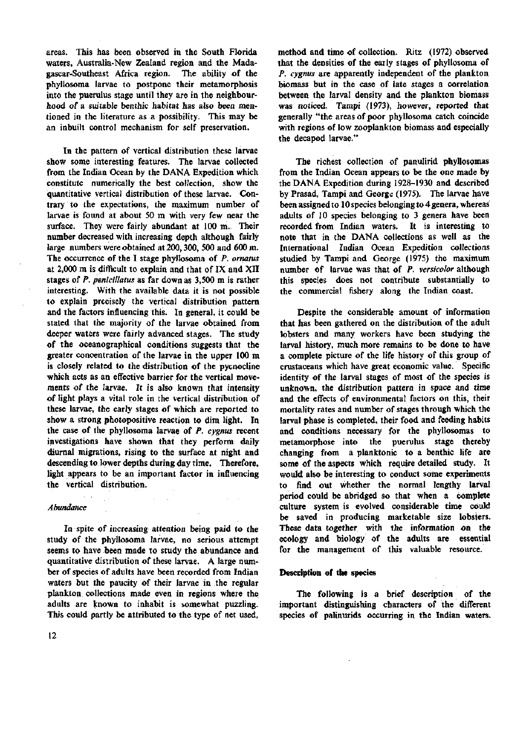areas. This has been observed in the South Florida waters, Australia-New Zealand region and the Madagascar-Southeast Africa region. The ability of the phyllosoma larvae to postpone their metamorphosis into the puerulus stage until they are in the neighbourhood of a suitable benthic habitat has also been mentioned in the literature as a possibility. This may be an inbuilt control mechanism for self preservation.

In the pattern of vertical distribution these larvae show some interesting features. The larvae collected from the Indian Ocean by the DANA Expedition which constitute numerically the best collection, show the quantitative vertical distribution of these larvae. Contrary to the expectations, the maximum number of larvae is found at about 50 m with very few near the surface. They were fairly abundant at 100 m. Their number decreased with increasing depth although fairly large numbers were obtained at 200, 300, 500 and 600 m. The occurrence of the I stage phyllosoma of *P. ornatus* at 2,000 m is difficult to explain and that of IX and XII stages of *P. penicillatus* as far down as 3,500 m is rather interesting. With the available data it is not possible to explain precisely the vertical distribution pattern and the factors influencing this. In general, it could be stated that the majority of the larvae obtained from deeper waters were fairly advanced stages. The study of the oceanographical conditions suggests that the greater concentration of the larvae in the upper 100 m is closely related to the distribution of the pycnocline which acts as an effective barrier for the vertical movements of the larvae. It is also known that intensity of light plays a vital role in the vertical distribution of these larvae, the early stages of which are reported to show a strong photopositive reaction to dim light. In the case of the phyllosoma larvae of *P. cygnus* recent investigations have shown that they perform daily diurnal migrations, rising to the surface at night and descending to lower depths during day time. Therefore, light appears to be an important factor in influencing the vertical distribution.

### *Abundance*

In spite of increasing attention being paid to the study of the phyllosoma larvae, no serious attempt seems to have been made to study the abundance and quantitative distribution of these larvae. A large number of species of adults have been recorded from Indian waters but the paucity of their larvae in the regular plankton collections made even in regions where the adults are known to inhabit is somewhat puzzling. This could partly be attributed to the type of net used, method and time of collection. Ritz (1972) observed that the densities of the early stages of phyllosoma of *P. cygnus* are apparently independent of the plankton biomass but in the case of late stages a correlation between the larval density and the plankton biomass was noticed. Tampi (1973), however, reported that generally "the areas of poor phyllosoma catch coincide with regions of low zooplankton biomass and especially the decapod larvae."

The richest collection of panulirid phyllosomas from the Indian Ocean appears to be the one made by the DANA Expedition during 1928–1930 and described by Prasad, Tampi and George (1975). The larvae have been assigned to 10 species belonging to 4 genera, whereas adults of 10 species belonging to 3 genera have been recorded from Indian waters. It is interesting to note that in the DANA collections as well as the International Indian Ocean Expedition collections studied by Tampi and George (1975) the maximum number of larvae was that of *P. versicolor* although this species does not contribute substantially to the commercial fishery along the Indian coast.

Despite the considerable amount of information that has been gathered on the distribution of the adult lobsters and many workers have been studying the larval history, much more remains to be done to have a complete picture of the life history of this group of crustaceans which have great economic value. Specific identity of the larval stages of most of the species is unknown, the distribution pattern in space and time and the effects of environmental factors on this, their mortality rates and number of stages through which the larval phase is completed, their food and feeding habits and conditions necessary for the phyllosomas to metamorphose into the puerulus stage thereby changing from a planktonic to a benthic life are some of the aspects which require detailed study. It would also be interesting to conduct some experiments to find out whether the normal lengthy larval period could be abridged so that when a complete culture system is evolved considerable time could be saved in producing marketable size lobsters. These data together with the information on the ecology and biology of the adults are essential for the management of this valuable resource.

## Description of the species

The following is a brief description of the important distinguishing characters of the different species of palinurids occurring in the Indian waters.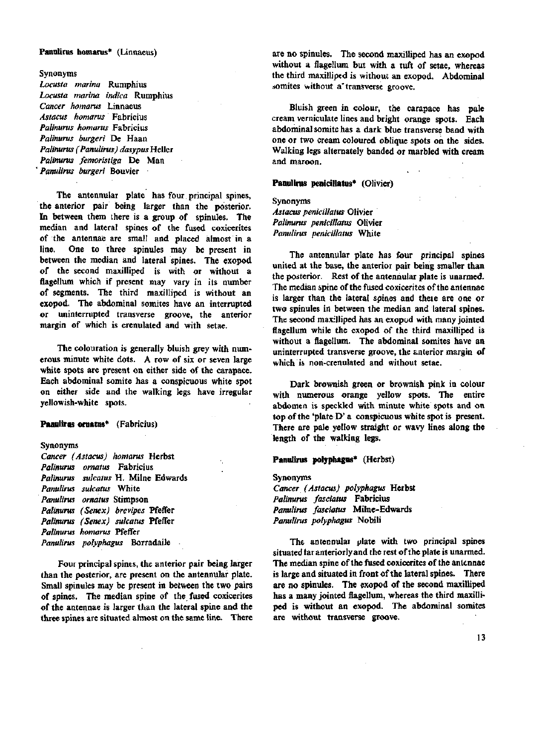**Panulirus homarus*** (Linnaeus)

Synonyms

*Locusta marina* Rumphius
*Locusta marina indica* Rumphius
*Cancer homarus* Linnaeus
*Astacus homarus* Fabricius
*Palinurus homarus* Fabricius
*Palinurus burgeri* De Haan
*Palinurus (Panulirus) dasypus* Heller
*Palinurus femoristiga* De Man
*Panulirus burgeri* Bouvier

The antennular plate has four principal spines, the anterior pair being larger than the posterior. In between them there is a group of spinules. The median and lateral spines of the fused coxicerites of the antennae are small and placed almost in a line. One to three spinules may be present in between the median and lateral spines. The exopod of the second maxilliped is with or without a flagellum which if present may vary in its number of segments. The third maxilliped is without an exopod. The abdominal somites have an interrupted or uninterrupted transverse groove, the anterior margin of which is crenulated and with setae.

The colouration is generally bluish grey with numerous minute white dots. A row of six or seven large white spots are present on either side of the carapace. Each abdominal somite has a conspicuous white spot on either side and the walking legs have irregular yellowish-white spots.

**Panulirus ornatus*** (Fabricius)

Synonyms

*Cancer (Astacus) homarus* Herbst
*Palinurus ornatus* Fabricius
*Palinurus sulcatus* H. Milne Edwards
*Panulirus sulcatus* White
*Panulirus ornatus* Stimpson
*Palinurus (Senex) brevipes* Pfeffer
*Palinurus (Senex) sulcatus* Pfeffer
*Palinurus homarus* Pfeffer
*Panulirus polyphagus* Borradaile

Four principal spines, the anterior pair being larger than the posterior, are present on the antennular plate. Small spinules may be present in between the two pairs of spines. The median spine of the fused coxicerites of the antennae is larger than the lateral spine and the three spines are situated almost on the same line. There are no spinules. The second maxilliped has an exopod without a flagellum but with a tuft of setae, whereas the third maxilliped is without an exopod. Abdominal somites without a transverse groove.

Bluish green in colour, the carapace has pale cream verniculate lines and bright orange spots. Each abdominal somite has a dark blue transverse band with one or two cream coloured oblique spots on the sides. Walking legs alternately banded or marbled with cream and maroon.

**Panulirus penicillatus*** (Olivier)

Synonyms

*Astacus penicillatus* Olivier
*Palinurus penicillatus* Olivier
*Panulirus penicillatus* White

The antennular plate has four principal spines united at the base, the anterior pair being smaller than the posterior. Rest of the antennular plate is unarmed. The median spine of the fused coxicerites of the antennae is larger than the lateral spines and there are one or two spinules in between the median and lateral spines. The second maxilliped has an exopod with many jointed flagellum while the exopod of the third maxilliped is without a flagellum. The abdominal somites have an uninterrupted transverse groove, the anterior margin of which is non-crenulated and without setae.

Dark brownish green or brownish pink in colour with numerous orange yellow spots. The entire abdomen is speckled with minute white spots and on top of the 'plate D' a conspicuous white spot is present. There are pale yellow straight or wavy lines along the length of the walking legs.

**Panulirus polyphagus*** (Herbst)

Synonyms

*Cancer (Astacus) polyphagus* Herbst
*Palinurus fasciatus* Fabricius
*Panulirus fasciatus* Milne-Edwards
*Panulirus polyphagus* Nobili

The antennular plate with two principal spines situated far anteriorly and the rest of the plate is unarmed. The median spine of the fused coxicerites of the antennae is large and situated in front of the lateral spines. There are no spinules. The exopod of the second maxilliped has a many jointed flagellum, whereas the third maxilliped is without an exopod. The abdominal somites are without transverse groove.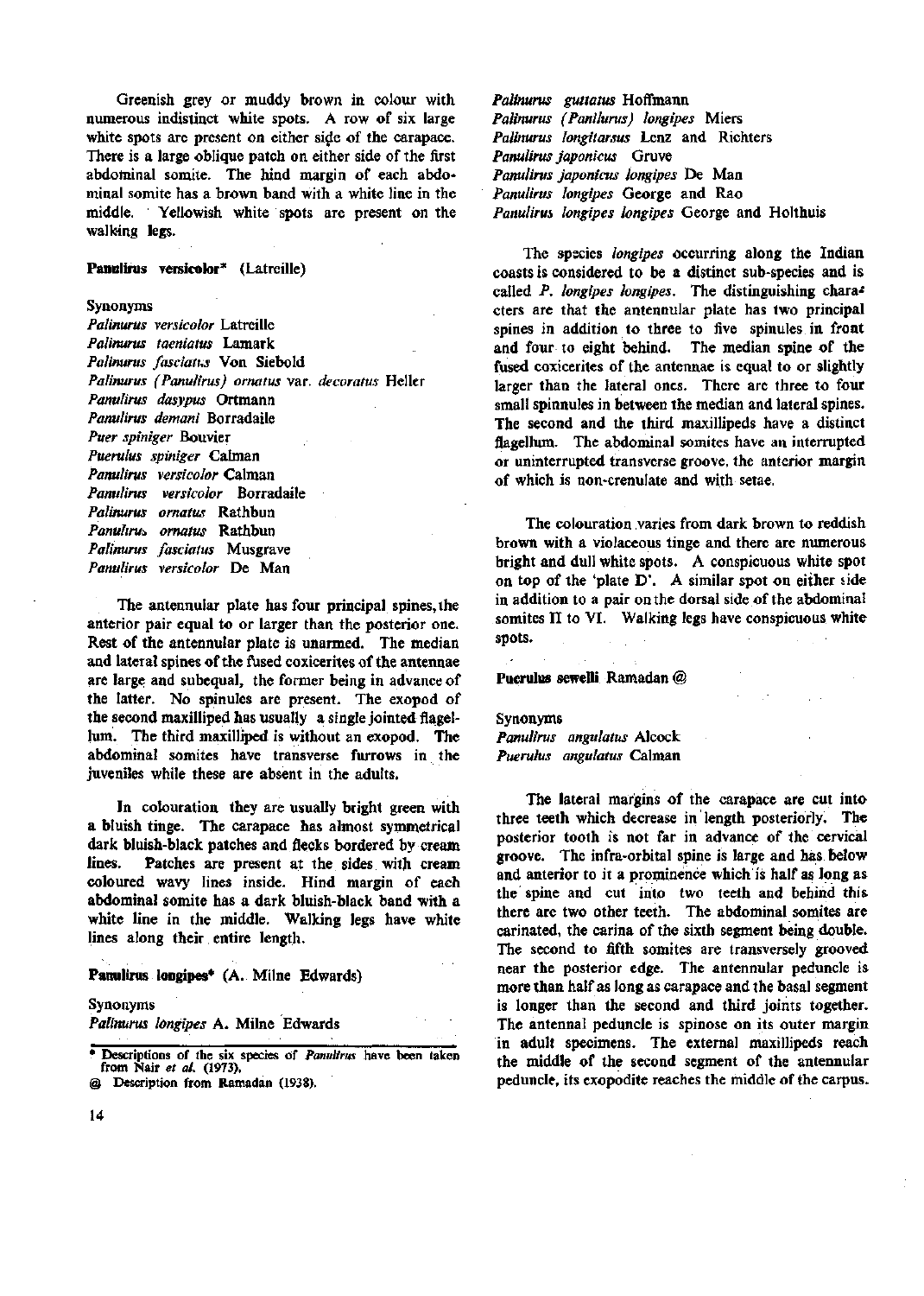Greenish grey or muddy brown in colour with numerous indistinct white spots. A row of six large white spots are present on either side of the carapace. There is a large oblique patch on either side of the first abdominal somite. The hind margin of each abdominal somite has a brown band with a white line in the middle. Yellowish white spots are present on the walking legs.

**Panulirus versicolor*** (Latreille)

Synonyms

*Palinurus versicolor* Latreille
*Palinurus taeniatus* Lamark
*Palinurus fasciatus* Von Siebold
*Palinurus (Panulirus) ornatus* var. *decoratus* Heller
*Panulirus dasypus* Ortmann
*Panulirus demani* Borradaile
*Puer spiniger* Bouvier
*Puerulus spiniger* Calman
*Panulirus versicolor* Calman
*Panulirus versicolor* Borradaile
*Palinurus ornatus* Rathbun
*Panulirus ornatus* Rathbun
*Palinurus fasciatus* Musgrave
*Panulirus versicolor* De Man

The antennular plate has four principal spines, the anterior pair equal to or larger than the posterior one. Rest of the antennular plate is unarmed. The median and lateral spines of the fused coxicerites of the antennae are large and subequal, the former being in advance of the latter. No spinules are present. The exopod of the second maxilliped has usually a single jointed flagellum. The third maxilliped is without an exopod. The abdominal somites have transverse furrows in the juveniles while these are absent in the adults.

In colouration they are usually bright green with a bluish tinge. The carapace has almost symmetrical dark bluish-black patches and flecks bordered by cream lines. Patches are present at the sides with cream coloured wavy lines inside. Hind margin of each abdominal somite has a dark bluish-black band with a white line in the middle. Walking legs have white lines along their entire length.

**Panulirus longipes*** (A. Milne Edwards)

Synonyms

*Palinurus longipes* A. Milne Edwards
*Palinurus guttatus* Hoffmann
*Palinurus (Panlurus) longipes* Miers
*Palinurus longitarsus* Lenz and Richters
*Panulirus japonicus* Gruve
*Panulirus japonicus longipes* De Man
*Panulirus longipes* George and Rao
*Panulirus longipes longipes* George and Holthuis

The species *longipes* occurring along the Indian coasts is considered to be a distinct sub-species and is called *P. longipes longipes*. The distinguishing characters are that the antennular plate has two principal spines in addition to three to five spinules in front and four to eight behind. The median spine of the fused coxicerites of the antennae is equal to or slightly larger than the lateral ones. There are three to four small spinnules in between the median and lateral spines. The second and the third maxillipeds have a distinct flagellum. The abdominal somites have an interrupted or uninterrupted transverse groove, the anterior margin of which is non-crenulate and with setae.

The colouration varies from dark brown to reddish brown with a violaceous tinge and there are numerous bright and dull white spots. A conspicuous white spot on top of the 'plate D'. A similar spot on either side in addition to a pair on the dorsal side of the abdominal somites II to VI. Walking legs have conspicuous white spots.

**Puerulus sewelli** Ramadan @

Synonyms

*Panulirus angulatus* Alcock
*Puerulus angulatus* Calman

The lateral margins of the carapace are cut into three teeth which decrease in length posteriorly. The posterior tooth is not far in advance of the cervical groove. The infra-orbital spine is large and has below and anterior to it a prominence which is half as long as the spine and cut into two teeth and behind this there are two other teeth. The abdominal somites are carinated, the carina of the sixth segment being double. The second to fifth somites are transversely grooved near the posterior edge. The antennular peduncle is more than half as long as carapace and the basal segment is longer than the second and third joints together. The antennal peduncle is spinose on its outer margin in adult specimens. The external maxillipeds reach the middle of the second segment of the antennular peduncle, its exopodite reaches the middle of the carpus.

* Descriptions of the six species of *Panulirus* have been taken from Nair *et al.* (1973).

@ Description from Ramadan (1938).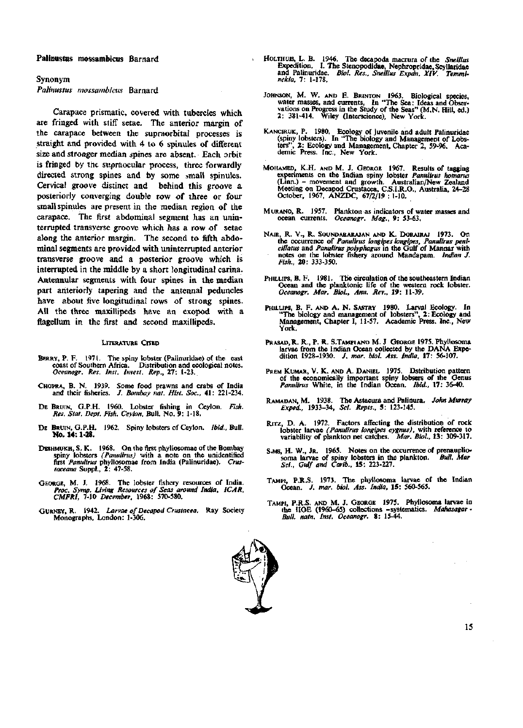**Palinustus mossambicus** Barnard

Synonym

*Palinustus mossambicus* Barnard

Carapace prismatic, covered with tubercles which are fringed with stiff setae. The anterior margin of the carapace between the supraorbital processes is straight and provided with 4 to 6 spinules of different size and stronger median spines are absent. Each orbit is fringed by the supraocular process, three forwardly directed strong spines and by some small spinules. Cervical groove distinct and behind this groove a posteriorly converging double row of three or four small spinules are present in the median region of the carapace. The first abdominal segment has an uninterrupted transverse groove which has a row of setae along the anterior margin. The second to fifth abdominal segments are provided with uninterrupted anterior transverse groove and a posterior groove which is interrupted in the middle by a short longitudinal carina. Antennular segments with four spines in the median part anteriorly tapering and the antennal peduncles have about five longitudinal rows of strong spines. All the three maxillipeds have an exopod with a flagellum in the first and second maxillipeds.

## Literature Cited

Berry, P. F. 1971. The spiny lobster (Palinuridae) of the east coast of Southern Africa. Distribution and ecological notes. *Oceanogr. Res. Inst. Invest. Rep.*, 27: 1-23.

Chopra, B. N. 1939. Some food prawns and crabs of India and their fisheries. *J. Bombay nat. Hist. Soc.*, 41: 221-234.

De Bruin, G.P.H. 1960. Lobster fishing in Ceylon. *Fish. Res. Stat. Dept. Fish. Ceylon*, Bull. No. 9: 1-18.

De Bruin, G.P.H. 1962. Spiny lobsters of Ceylon. *Ibid.*, Bull. No. 14: 1-28.

Deshmukh, S. K. 1968. On the first phyllosomae of the Bombay spiny lobsters *(Panulirus)* with a note on the unidentified first *Panulirus* phyllosomae from India (Palinuridae). *Crustaceana* Suppl., 2: 47-58.

George, M. J. 1968. The lobster fishery resources of India. *Proc. Symp. Living Resources of Seas around India, ICAR, CMFRI, 7-10 December*, 1968: 570-580.

Gurney, R. 1942. *Larvae of Decapod Crustacea.* Ray Society Monographs, London: 1-306.

Holthuis, L. B. 1946. The decapoda macrura of the *Snellius* Expedition. I. The Stenopodidae, Nephropridae, Scyllaridae and Palinuridae. *Biol. Res., Snellius Expdn. XIV. Temminckia*, 7: 1-178.

Johnson, M. W. and E. Brinton 1963. Biological species, water masses, and currents. In "The Sea: Ideas and Observations on Progress in the Study of the Seas" (M.N. Hill, ed.) 2: 381-414. Wiley (Interscience), New York.

Kanciruk, P. 1980. Ecology of juvenile and adult Palinuridae (spiny lobsters). In "The biology and Management of Lobsters", 2: Ecology and Management, Chapter 2, 59-96. Academic Press. Inc., New York.

Mohamed, K.H. and M. J. George 1967. Results of tagging experiments on the Indian spiny lobster *Panulirus homarus* (Linn.) – movement and growth. Australian/New Zealand Meeting on Decapod Crustacea, C.S.I.R.O., Australia, 24-28 October, 1967, ANZDC, 67/2/19 : 1-10.

Murano, R. 1957. Plankton as indicators of water masses and ocean currents. *Oceanogr. Mag.*, 9: 53-63.

Nair, R. V., R. Soundararajan and K. Dorairaj 1973. On the occurrence of *Panulirus longipes longipes, Panulirus penicillatus* and *Panulirus polyphagus* in the Gulf of Mannar with notes on the lobster fishery around Mandapam. *Indian J. Fish.*, 20: 333-350.

Phillips, B. F. 1981. The circulation of the southeastern Indian Ocean and the planktonic life of the western rock lobster. *Oceanogr. Mar. Biol., Ann. Rev.*, 19: 11-39.

Phillips, B. F. and A. N. Sastry 1980. Larval Ecology. In "The biology and management of lobsters", 2: Ecology and Management, Chapter I, 11-57. Academic Press. Inc., New York.

Prasad, R. R., P. R. S. Tampi and M. J George 1975. Phyllosoma larvae from the Indian Ocean collected by the DANA Expedition 1928-1930. *J. mar. biol. Ass. India*, 17: 56-107.

Prem Kumar, V. K. and A. Daniel 1975. Distribution pattern of the economically important spiny lobsers of the Genus *Panulirus* White, in the Indian Ocean. *Ibid.*, 17: 36-40.

Ramadan, M. 1938. The Astacura and Palinura. *John Murray Exped.*, 1933-34, *Sci. Repts.*, 5: 123-145.

Ritz, D. A. 1972. Factors affecting the distribution of rock lobster larvae *(Panulirus longipes cygnus)*, with reference to variability of plankton net catches. *Mar. Biol.*, 13: 309-317.

Sims, H. W., Jr. 1965. Notes on the occurrence of prenauplio-soma larvae of spiny lobsters in the plankton. *Bull. Mar Sci., Gulf and Carib.*, 15: 223-227.

Tampi, P.R.S. 1973. The phyllosoma larvae of the Indian Ocean. *J. mar. biol. Ass. India*, 15: 560-565.

Tampi, P.R.S. and M. J. George 1975. Phyllosoma larvae in the IIOE (1960-65) collections –systematics. *Mahasagar - Bull. natn. Inst. Oceanogr.* 8: 15-44.